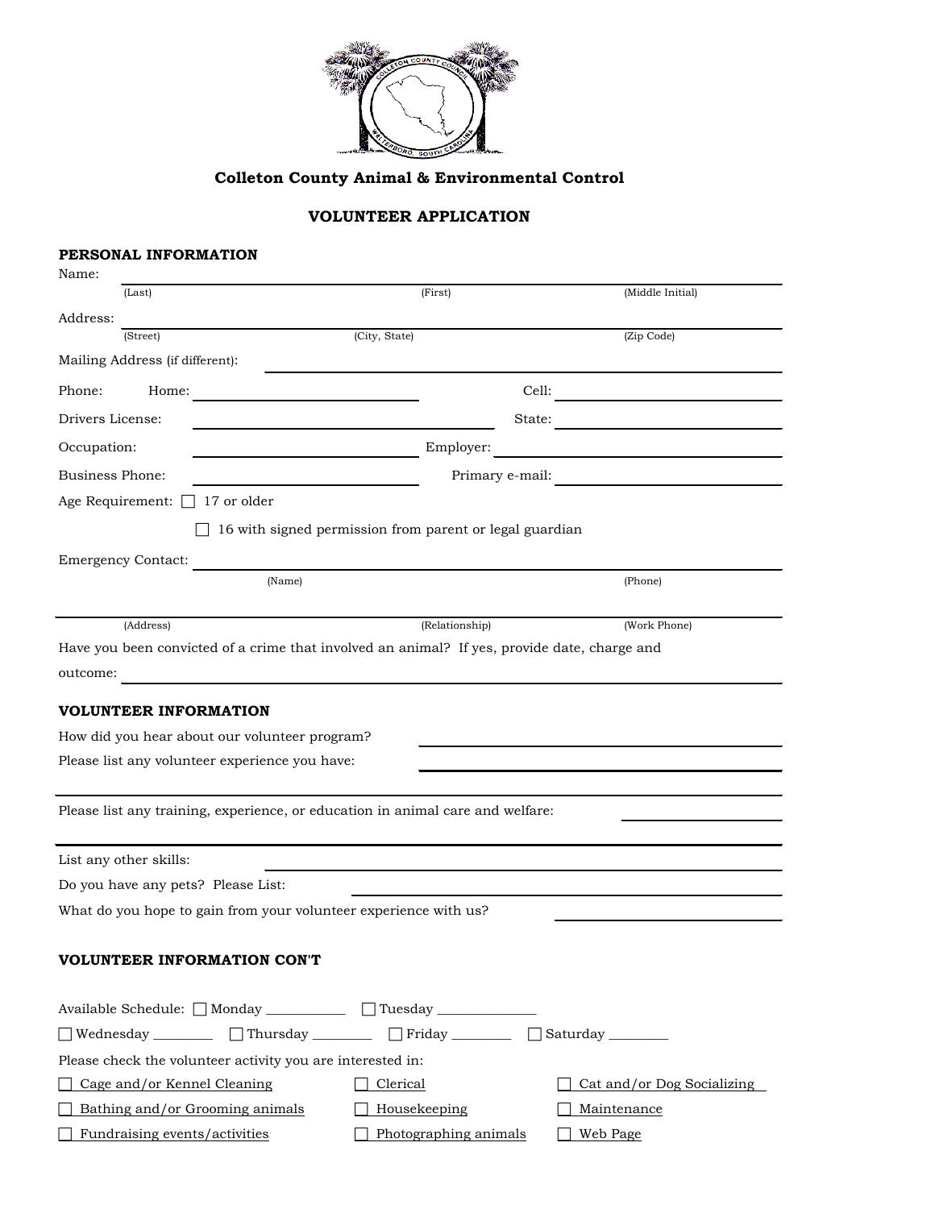# Colleton County Animal & Environmental Control

## VOLUNTEER APPLICATION

### PERSONAL INFORMATION

Name: ______________________________________________
(Last) (First) (Middle Initial)

Address: ______________________________________________
(Street) (City, State) (Zip Code)

Mailing Address (if different): ______________________________

Phone: Home: ____________________ Cell: ____________________

Drivers License: ____________________ State: ____________________

Occupation: ____________________ Employer: ____________________

Business Phone: ____________________ Primary e-mail: ____________________

Age Requirement: ☐ 17 or older

☐ 16 with signed permission from parent or legal guardian

Emergency Contact: ______________________________________________
(Name) (Phone)

______________________________________________
(Address) (Relationship) (Work Phone)

Have you been convicted of a crime that involved an animal? If yes, provide date, charge and outcome: ______________________________

### VOLUNTEER INFORMATION

How did you hear about our volunteer program? ____________________

Please list any volunteer experience you have: ____________________

______________________________________________

Please list any training, experience, or education in animal care and welfare: ____________________

______________________________________________

List any other skills: ______________________________

Do you have any pets? Please List: ______________________________

What do you hope to gain from your volunteer experience with us? ____________________

### VOLUNTEER INFORMATION CON'T

Available Schedule: ☐ Monday __________ ☐ Tuesday __________

☐ Wednesday ________ ☐ Thursday ________ ☐ Friday ________ ☐ Saturday ________

Please check the volunteer activity you are interested in:

| | | |
|---|---|---|
| ☐ Cage and/or Kennel Cleaning | ☐ Clerical | ☐ Cat and/or Dog Socializing |
| ☐ Bathing and/or Grooming animals | ☐ Housekeeping | ☐ Maintenance |
| ☐ Fundraising events/activities | ☐ Photographing animals | ☐ Web Page |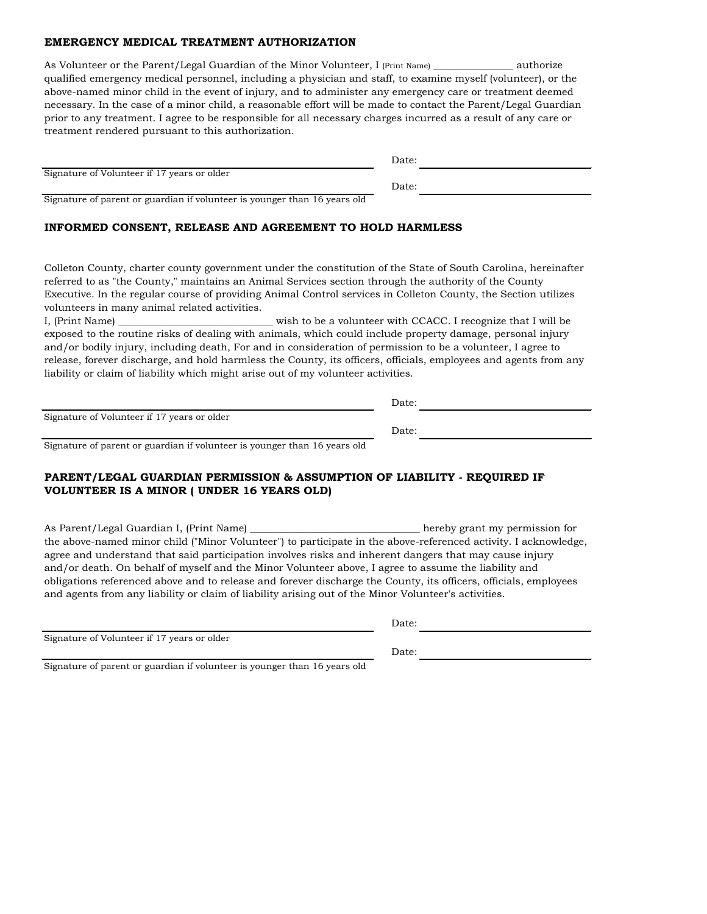## EMERGENCY MEDICAL TREATMENT AUTHORIZATION

As Volunteer or the Parent/Legal Guardian of the Minor Volunteer, I (Print Name) _______________ authorize qualified emergency medical personnel, including a physician and staff, to examine myself (volunteer), or the above-named minor child in the event of injury, and to administer any emergency care or treatment deemed necessary. In the case of a minor child, a reasonable effort will be made to contact the Parent/Legal Guardian prior to any treatment. I agree to be responsible for all necessary charges incurred as a result of any care or treatment rendered pursuant to this authorization.

_______________________________________________ Date: _______________________

Signature of Volunteer if 17 years or older

_______________________________________________ Date: _______________________

Signature of parent or guardian if volunteer is younger than 16 years old

## INFORMED CONSENT, RELEASE AND AGREEMENT TO HOLD HARMLESS

Colleton County, charter county government under the constitution of the State of South Carolina, hereinafter referred to as "the County," maintains an Animal Services section through the authority of the County Executive. In the regular course of providing Animal Control services in Colleton County, the Section utilizes volunteers in many animal related activities.

I, (Print Name) _____________________________ wish to be a volunteer with CCACC. I recognize that I will be exposed to the routine risks of dealing with animals, which could include property damage, personal injury and/or bodily injury, including death, For and in consideration of permission to be a volunteer, I agree to release, forever discharge, and hold harmless the County, its officers, officials, employees and agents from any liability or claim of liability which might arise out of my volunteer activities.

_______________________________________________ Date: _______________________

Signature of Volunteer if 17 years or older

_______________________________________________ Date: _______________________

Signature of parent or guardian if volunteer is younger than 16 years old

## PARENT/LEGAL GUARDIAN PERMISSION & ASSUMPTION OF LIABILITY - REQUIRED IF VOLUNTEER IS A MINOR ( UNDER 16 YEARS OLD)

As Parent/Legal Guardian I, (Print Name) ________________________________ hereby grant my permission for the above-named minor child ("Minor Volunteer") to participate in the above-referenced activity. I acknowledge, agree and understand that said participation involves risks and inherent dangers that may cause injury and/or death. On behalf of myself and the Minor Volunteer above, I agree to assume the liability and obligations referenced above and to release and forever discharge the County, its officers, officials, employees and agents from any liability or claim of liability arising out of the Minor Volunteer's activities.

_______________________________________________ Date: _______________________

Signature of Volunteer if 17 years or older

_______________________________________________ Date: _______________________

Signature of parent or guardian if volunteer is younger than 16 years old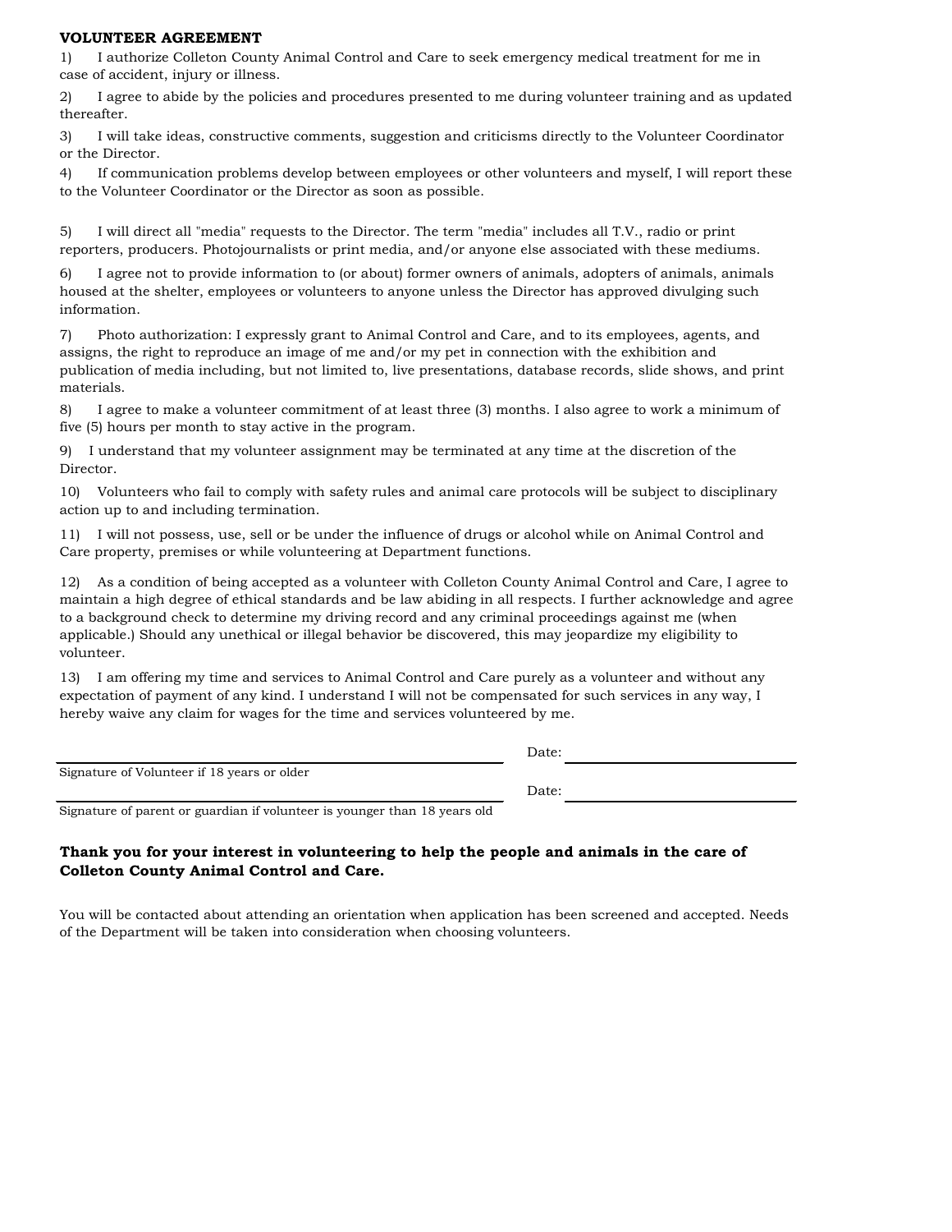**VOLUNTEER AGREEMENT**

1) I authorize Colleton County Animal Control and Care to seek emergency medical treatment for me in case of accident, injury or illness.

2) I agree to abide by the policies and procedures presented to me during volunteer training and as updated thereafter.

3) I will take ideas, constructive comments, suggestion and criticisms directly to the Volunteer Coordinator or the Director.

4) If communication problems develop between employees or other volunteers and myself, I will report these to the Volunteer Coordinator or the Director as soon as possible.

5) I will direct all "media" requests to the Director. The term "media" includes all T.V., radio or print reporters, producers. Photojournalists or print media, and/or anyone else associated with these mediums.

6) I agree not to provide information to (or about) former owners of animals, adopters of animals, animals housed at the shelter, employees or volunteers to anyone unless the Director has approved divulging such information.

7) Photo authorization: I expressly grant to Animal Control and Care, and to its employees, agents, and assigns, the right to reproduce an image of me and/or my pet in connection with the exhibition and publication of media including, but not limited to, live presentations, database records, slide shows, and print materials.

8) I agree to make a volunteer commitment of at least three (3) months. I also agree to work a minimum of five (5) hours per month to stay active in the program.

9) I understand that my volunteer assignment may be terminated at any time at the discretion of the Director.

10) Volunteers who fail to comply with safety rules and animal care protocols will be subject to disciplinary action up to and including termination.

11) I will not possess, use, sell or be under the influence of drugs or alcohol while on Animal Control and Care property, premises or while volunteering at Department functions.

12) As a condition of being accepted as a volunteer with Colleton County Animal Control and Care, I agree to maintain a high degree of ethical standards and be law abiding in all respects. I further acknowledge and agree to a background check to determine my driving record and any criminal proceedings against me (when applicable.) Should any unethical or illegal behavior be discovered, this may jeopardize my eligibility to volunteer.

13) I am offering my time and services to Animal Control and Care purely as a volunteer and without any expectation of payment of any kind. I understand I will not be compensated for such services in any way, I hereby waive any claim for wages for the time and services volunteered by me.

______________________________________ Date: ____________________

Signature of Volunteer if 18 years or older

______________________________________ Date: ____________________

Signature of parent or guardian if volunteer is younger than 18 years old

**Thank you for your interest in volunteering to help the people and animals in the care of Colleton County Animal Control and Care.**

You will be contacted about attending an orientation when application has been screened and accepted. Needs of the Department will be taken into consideration when choosing volunteers.